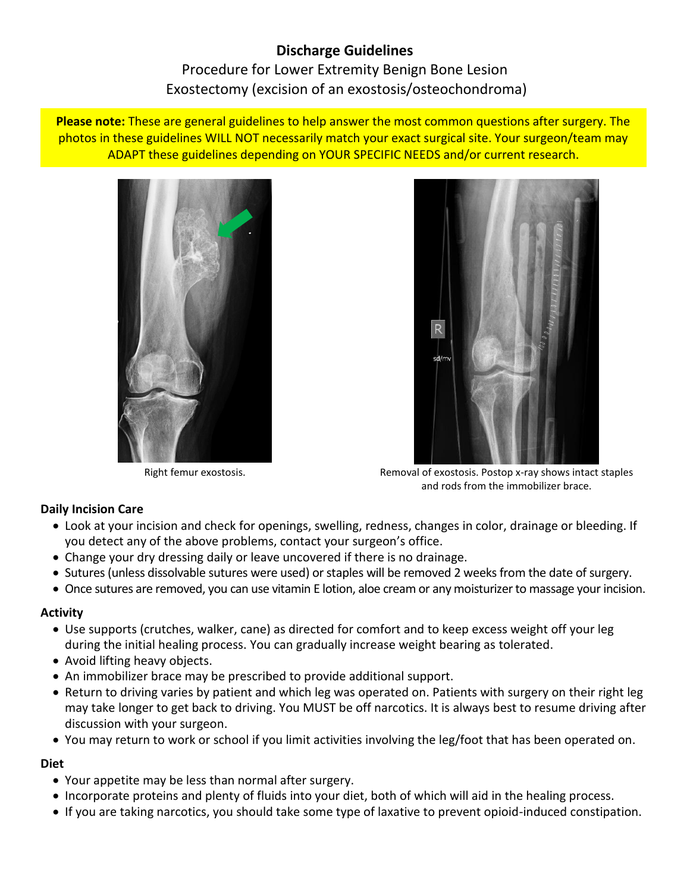# Discharge Guidelines

Procedure for Lower Extremity Benign Bone Lesion
Exostectomy (excision of an exostosis/osteochondroma)

**Please note:** These are general guidelines to help answer the most common questions after surgery. The photos in these guidelines WILL NOT necessarily match your exact surgical site. Your surgeon/team may ADAPT these guidelines depending on YOUR SPECIFIC NEEDS and/or current research.

Right femur exostosis.

Removal of exostosis. Postop x-ray shows intact staples and rods from the immobilizer brace.

### Daily Incision Care

- Look at your incision and check for openings, swelling, redness, changes in color, drainage or bleeding. If you detect any of the above problems, contact your surgeon's office.
- Change your dry dressing daily or leave uncovered if there is no drainage.
- Sutures (unless dissolvable sutures were used) or staples will be removed 2 weeks from the date of surgery.
- Once sutures are removed, you can use vitamin E lotion, aloe cream or any moisturizer to massage your incision.

### Activity

- Use supports (crutches, walker, cane) as directed for comfort and to keep excess weight off your leg during the initial healing process. You can gradually increase weight bearing as tolerated.
- Avoid lifting heavy objects.
- An immobilizer brace may be prescribed to provide additional support.
- Return to driving varies by patient and which leg was operated on. Patients with surgery on their right leg may take longer to get back to driving. You MUST be off narcotics. It is always best to resume driving after discussion with your surgeon.
- You may return to work or school if you limit activities involving the leg/foot that has been operated on.

### Diet

- Your appetite may be less than normal after surgery.
- Incorporate proteins and plenty of fluids into your diet, both of which will aid in the healing process.
- If you are taking narcotics, you should take some type of laxative to prevent opioid-induced constipation.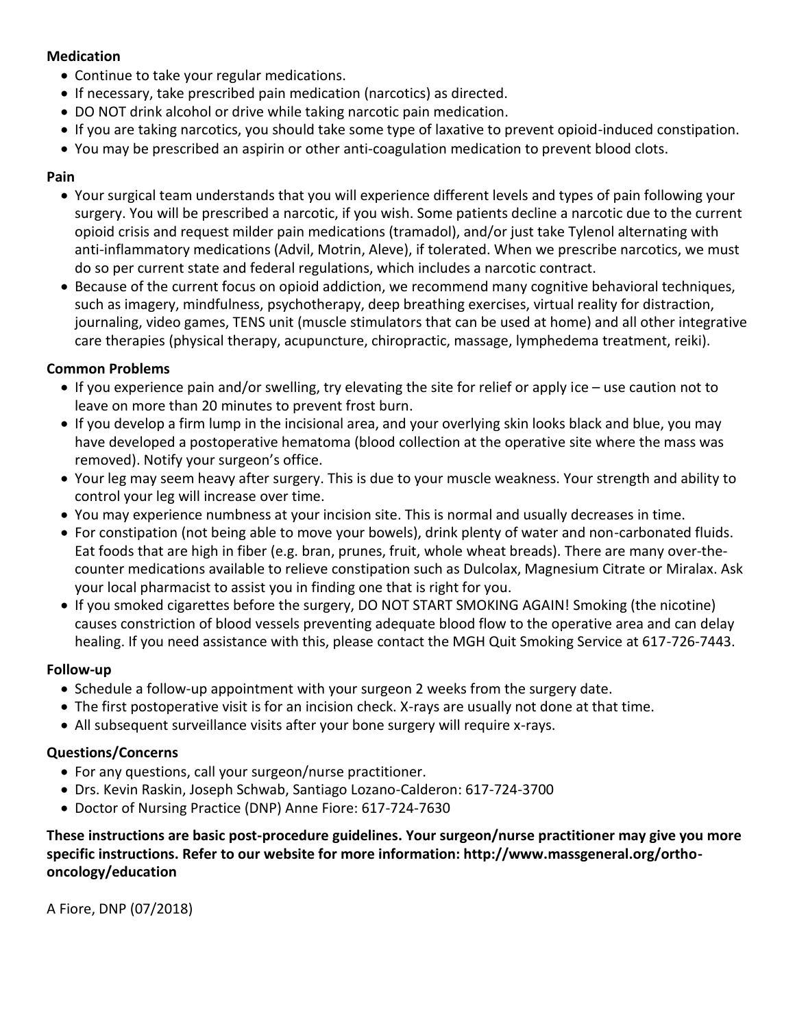**Medication**

- Continue to take your regular medications.
- If necessary, take prescribed pain medication (narcotics) as directed.
- DO NOT drink alcohol or drive while taking narcotic pain medication.
- If you are taking narcotics, you should take some type of laxative to prevent opioid-induced constipation.
- You may be prescribed an aspirin or other anti-coagulation medication to prevent blood clots.

**Pain**

- Your surgical team understands that you will experience different levels and types of pain following your surgery. You will be prescribed a narcotic, if you wish. Some patients decline a narcotic due to the current opioid crisis and request milder pain medications (tramadol), and/or just take Tylenol alternating with anti-inflammatory medications (Advil, Motrin, Aleve), if tolerated. When we prescribe narcotics, we must do so per current state and federal regulations, which includes a narcotic contract.
- Because of the current focus on opioid addiction, we recommend many cognitive behavioral techniques, such as imagery, mindfulness, psychotherapy, deep breathing exercises, virtual reality for distraction, journaling, video games, TENS unit (muscle stimulators that can be used at home) and all other integrative care therapies (physical therapy, acupuncture, chiropractic, massage, lymphedema treatment, reiki).

**Common Problems**

- If you experience pain and/or swelling, try elevating the site for relief or apply ice – use caution not to leave on more than 20 minutes to prevent frost burn.
- If you develop a firm lump in the incisional area, and your overlying skin looks black and blue, you may have developed a postoperative hematoma (blood collection at the operative site where the mass was removed). Notify your surgeon's office.
- Your leg may seem heavy after surgery. This is due to your muscle weakness. Your strength and ability to control your leg will increase over time.
- You may experience numbness at your incision site. This is normal and usually decreases in time.
- For constipation (not being able to move your bowels), drink plenty of water and non-carbonated fluids. Eat foods that are high in fiber (e.g. bran, prunes, fruit, whole wheat breads). There are many over-the-counter medications available to relieve constipation such as Dulcolax, Magnesium Citrate or Miralax. Ask your local pharmacist to assist you in finding one that is right for you.
- If you smoked cigarettes before the surgery, DO NOT START SMOKING AGAIN! Smoking (the nicotine) causes constriction of blood vessels preventing adequate blood flow to the operative area and can delay healing. If you need assistance with this, please contact the MGH Quit Smoking Service at 617-726-7443.

**Follow-up**

- Schedule a follow-up appointment with your surgeon 2 weeks from the surgery date.
- The first postoperative visit is for an incision check. X-rays are usually not done at that time.
- All subsequent surveillance visits after your bone surgery will require x-rays.

**Questions/Concerns**

- For any questions, call your surgeon/nurse practitioner.
- Drs. Kevin Raskin, Joseph Schwab, Santiago Lozano-Calderon: 617-724-3700
- Doctor of Nursing Practice (DNP) Anne Fiore: 617-724-7630

**These instructions are basic post-procedure guidelines. Your surgeon/nurse practitioner may give you more specific instructions. Refer to our website for more information: http://www.massgeneral.org/ortho-oncology/education**

A Fiore, DNP (07/2018)